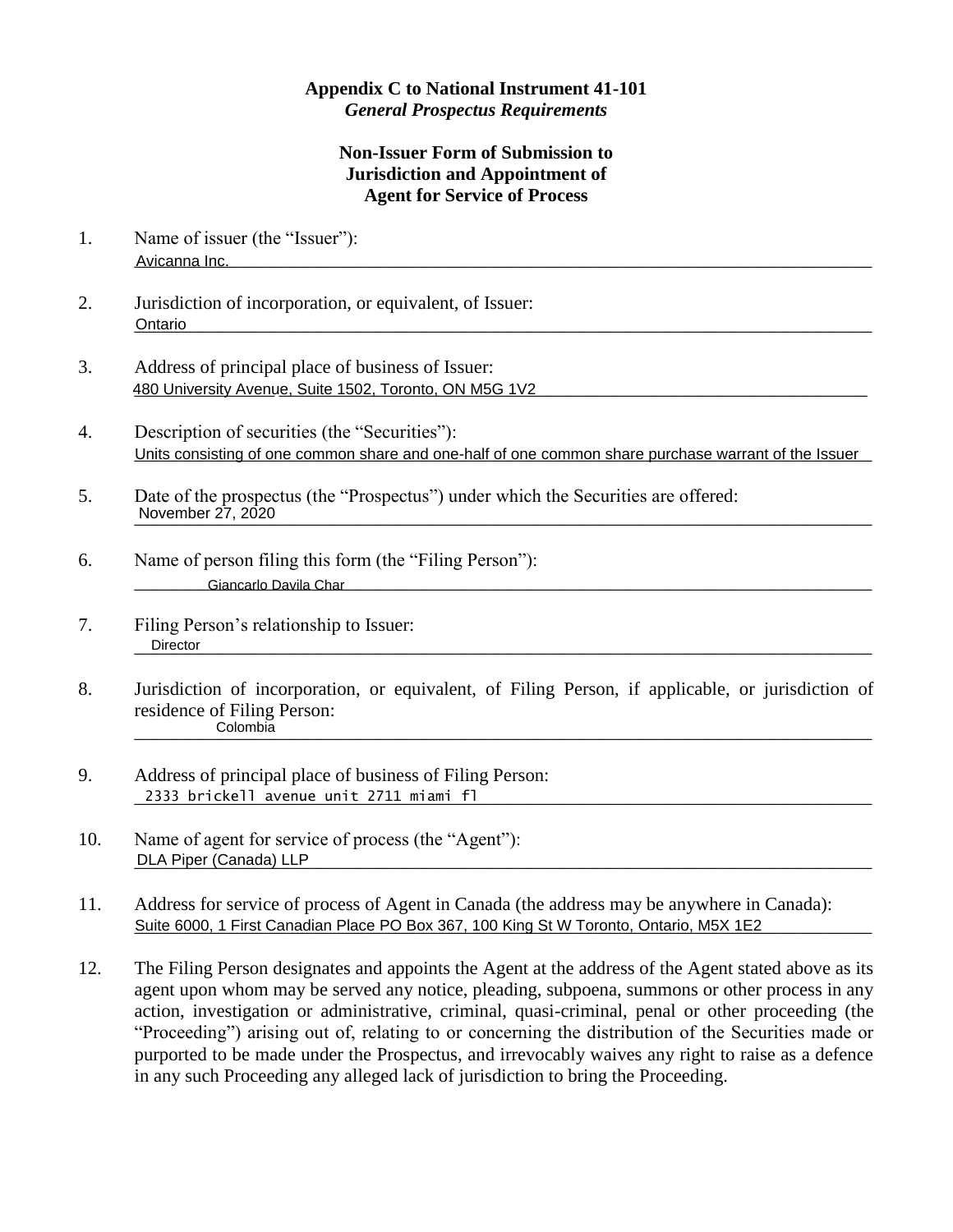**Appendix C to National Instrument 41-101**
***General Prospectus Requirements***

**Non-Issuer Form of Submission to Jurisdiction and Appointment of Agent for Service of Process**

1. Name of issuer (the "Issuer"):
   Avicanna Inc.

2. Jurisdiction of incorporation, or equivalent, of Issuer:
   Ontario

3. Address of principal place of business of Issuer:
   480 University Avenue, Suite 1502, Toronto, ON M5G 1V2

4. Description of securities (the "Securities"):
   Units consisting of one common share and one-half of one common share purchase warrant of the Issuer

5. Date of the prospectus (the "Prospectus") under which the Securities are offered:
   November 27, 2020

6. Name of person filing this form (the "Filing Person"):
   Giancarlo Davila Char

7. Filing Person's relationship to Issuer:
   Director

8. Jurisdiction of incorporation, or equivalent, of Filing Person, if applicable, or jurisdiction of residence of Filing Person:
   Colombia

9. Address of principal place of business of Filing Person:
   2333 brickell avenue unit 2711 miami fl

10. Name of agent for service of process (the "Agent"):
    DLA Piper (Canada) LLP

11. Address for service of process of Agent in Canada (the address may be anywhere in Canada):
    Suite 6000, 1 First Canadian Place PO Box 367, 100 King St W Toronto, Ontario, M5X 1E2

12. The Filing Person designates and appoints the Agent at the address of the Agent stated above as its agent upon whom may be served any notice, pleading, subpoena, summons or other process in any action, investigation or administrative, criminal, quasi-criminal, penal or other proceeding (the "Proceeding") arising out of, relating to or concerning the distribution of the Securities made or purported to be made under the Prospectus, and irrevocably waives any right to raise as a defence in any such Proceeding any alleged lack of jurisdiction to bring the Proceeding.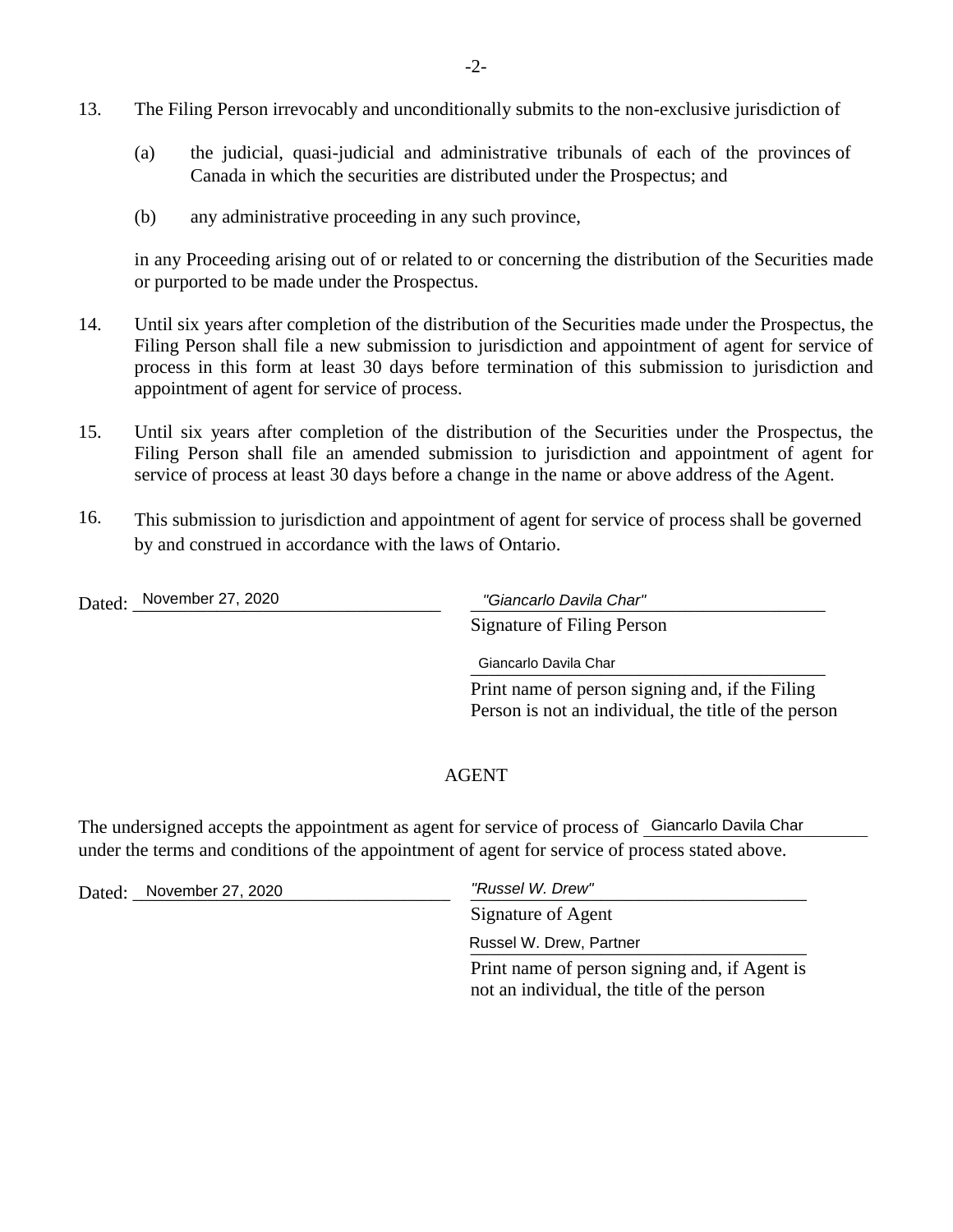13. The Filing Person irrevocably and unconditionally submits to the non-exclusive jurisdiction of

    (a) the judicial, quasi-judicial and administrative tribunals of each of the provinces of Canada in which the securities are distributed under the Prospectus; and

    (b) any administrative proceeding in any such province,

    in any Proceeding arising out of or related to or concerning the distribution of the Securities made or purported to be made under the Prospectus.

14. Until six years after completion of the distribution of the Securities made under the Prospectus, the Filing Person shall file a new submission to jurisdiction and appointment of agent for service of process in this form at least 30 days before termination of this submission to jurisdiction and appointment of agent for service of process.

15. Until six years after completion of the distribution of the Securities under the Prospectus, the Filing Person shall file an amended submission to jurisdiction and appointment of agent for service of process at least 30 days before a change in the name or above address of the Agent.

16. This submission to jurisdiction and appointment of agent for service of process shall be governed by and construed in accordance with the laws of Ontario.

Dated: November 27, 2020

*"Giancarlo Davila Char"*
Signature of Filing Person

Giancarlo Davila Char
Print name of person signing and, if the Filing Person is not an individual, the title of the person

AGENT

The undersigned accepts the appointment as agent for service of process of Giancarlo Davila Char under the terms and conditions of the appointment of agent for service of process stated above.

Dated: November 27, 2020

*"Russel W. Drew"*
Signature of Agent

Russel W. Drew, Partner
Print name of person signing and, if Agent is not an individual, the title of the person